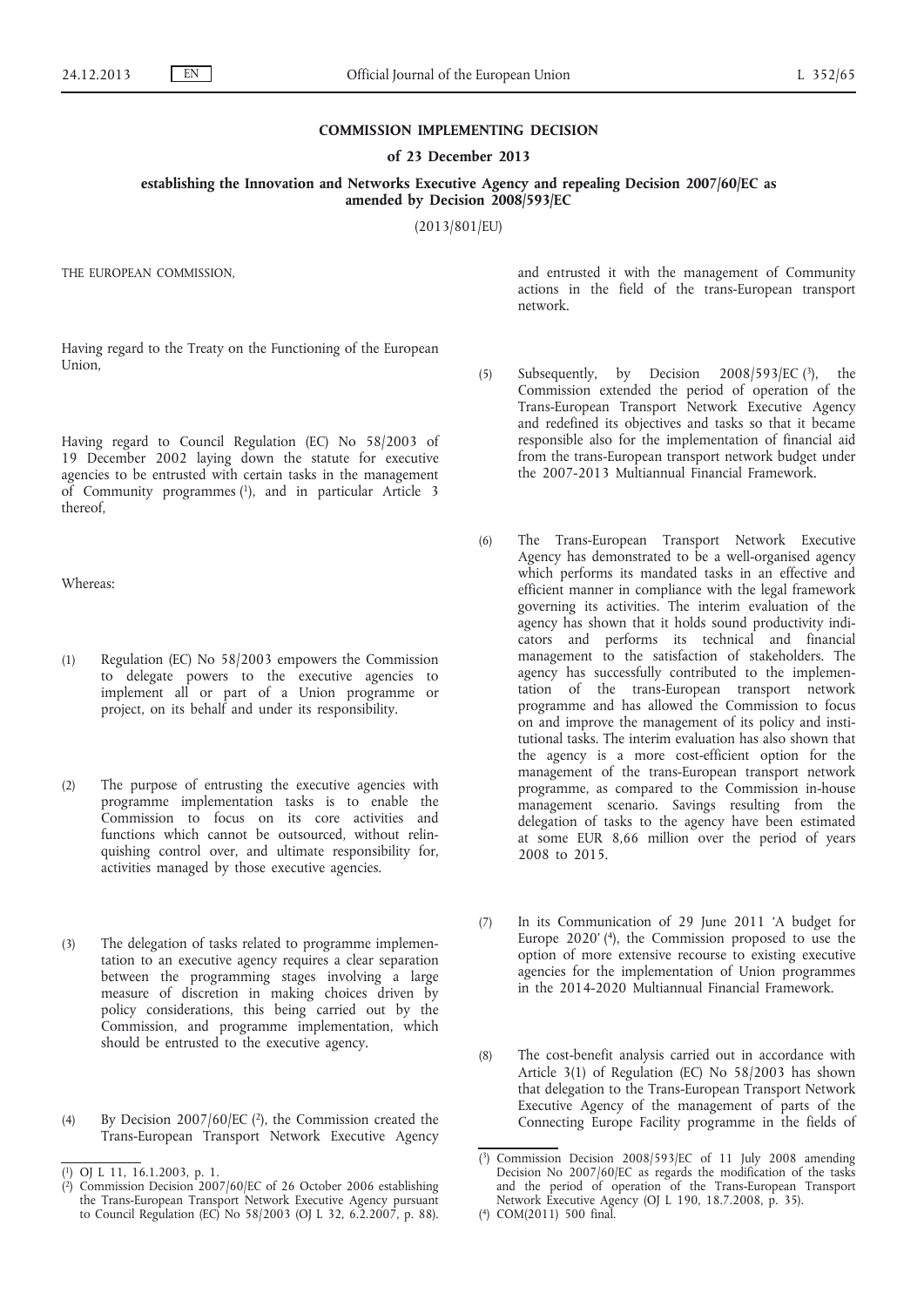# COMMISSION IMPLEMENTING DECISION

## of 23 December 2013

## establishing the Innovation and Networks Executive Agency and repealing Decision 2007/60/EC as amended by Decision 2008/593/EC

(2013/801/EU)

THE EUROPEAN COMMISSION,

Having regard to the Treaty on the Functioning of the European Union,

Having regard to Council Regulation (EC) No 58/2003 of 19 December 2002 laying down the statute for executive agencies to be entrusted with certain tasks in the management of Community programmes [1], and in particular Article 3 thereof,

Whereas:

(1) Regulation (EC) No 58/2003 empowers the Commission to delegate powers to the executive agencies to implement all or part of a Union programme or project, on its behalf and under its responsibility.

(2) The purpose of entrusting the executive agencies with programme implementation tasks is to enable the Commission to focus on its core activities and functions which cannot be outsourced, without relinquishing control over, and ultimate responsibility for, activities managed by those executive agencies.

(3) The delegation of tasks related to programme implementation to an executive agency requires a clear separation between the programming stages involving a large measure of discretion in making choices driven by policy considerations, this being carried out by the Commission, and programme implementation, which should be entrusted to the executive agency.

(4) By Decision 2007/60/EC [2], the Commission created the Trans-European Transport Network Executive Agency and entrusted it with the management of Community actions in the field of the trans-European transport network.

(5) Subsequently, by Decision 2008/593/EC [3], the Commission extended the period of operation of the Trans-European Transport Network Executive Agency and redefined its objectives and tasks so that it became responsible also for the implementation of financial aid from the trans-European transport network budget under the 2007-2013 Multiannual Financial Framework.

(6) The Trans-European Transport Network Executive Agency has demonstrated to be a well-organised agency which performs its mandated tasks in an effective and efficient manner in compliance with the legal framework governing its activities. The interim evaluation of the agency has shown that it holds sound productivity indicators and performs its technical and financial management to the satisfaction of stakeholders. The agency has successfully contributed to the implementation of the trans-European transport network programme and has allowed the Commission to focus on and improve the management of its policy and institutional tasks. The interim evaluation has also shown that the agency is a more cost-efficient option for the management of the trans-European transport network programme, as compared to the Commission in-house management scenario. Savings resulting from the delegation of tasks to the agency have been estimated at some EUR 8,66 million over the period of years 2008 to 2015.

(7) In its Communication of 29 June 2011 'A budget for Europe 2020' [4], the Commission proposed to use the option of more extensive recourse to existing executive agencies for the implementation of Union programmes in the 2014-2020 Multiannual Financial Framework.

(8) The cost-benefit analysis carried out in accordance with Article 3(1) of Regulation (EC) No 58/2003 has shown that delegation to the Trans-European Transport Network Executive Agency of the management of parts of the Connecting Europe Facility programme in the fields of

---

[1] OJ L 11, 16.1.2003, p. 1.

[2] Commission Decision 2007/60/EC of 26 October 2006 establishing the Trans-European Transport Network Executive Agency pursuant to Council Regulation (EC) No 58/2003 (OJ L 32, 6.2.2007, p. 88).

[3] Commission Decision 2008/593/EC of 11 July 2008 amending Decision No 2007/60/EC as regards the modification of the tasks and the period of operation of the Trans-European Transport Network Executive Agency (OJ L 190, 18.7.2008, p. 35).

[4] COM(2011) 500 final.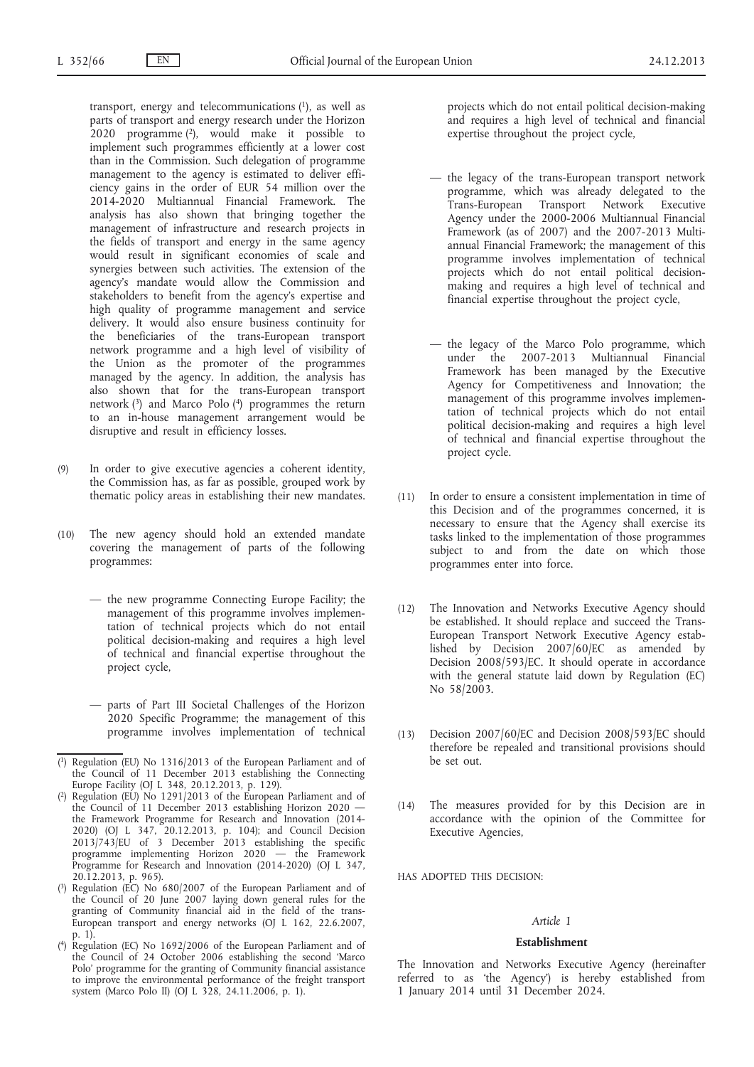transport, energy and telecommunications [1], as well as parts of transport and energy research under the Horizon 2020 programme [2], would make it possible to implement such programmes efficiently at a lower cost than in the Commission. Such delegation of programme management to the agency is estimated to deliver efficiency gains in the order of EUR 54 million over the 2014-2020 Multiannual Financial Framework. The analysis has also shown that bringing together the management of infrastructure and research projects in the fields of transport and energy in the same agency would result in significant economies of scale and synergies between such activities. The extension of the agency's mandate would allow the Commission and stakeholders to benefit from the agency's expertise and high quality of programme management and service delivery. It would also ensure business continuity for the beneficiaries of the trans-European transport network programme and a high level of visibility of the Union as the promoter of the programmes managed by the agency. In addition, the analysis has also shown that for the trans-European transport network [3] and Marco Polo [4] programmes the return to an in-house management arrangement would be disruptive and result in efficiency losses.

(9) In order to give executive agencies a coherent identity, the Commission has, as far as possible, grouped work by thematic policy areas in establishing their new mandates.

(10) The new agency should hold an extended mandate covering the management of parts of the following programmes:

— the new programme Connecting Europe Facility; the management of this programme involves implementation of technical projects which do not entail political decision-making and requires a high level of technical and financial expertise throughout the project cycle,

— parts of Part III Societal Challenges of the Horizon 2020 Specific Programme; the management of this programme involves implementation of technical projects which do not entail political decision-making and requires a high level of technical and financial expertise throughout the project cycle,

— the legacy of the trans-European transport network programme, which was already delegated to the Trans-European Transport Network Executive Agency under the 2000-2006 Multiannual Financial Framework (as of 2007) and the 2007-2013 Multiannual Financial Framework; the management of this programme involves implementation of technical projects which do not entail political decision-making and requires a high level of technical and financial expertise throughout the project cycle,

— the legacy of the Marco Polo programme, which under the 2007-2013 Multiannual Financial Framework has been managed by the Executive Agency for Competitiveness and Innovation; the management of this programme involves implementation of technical projects which do not entail political decision-making and requires a high level of technical and financial expertise throughout the project cycle.

(11) In order to ensure a consistent implementation in time of this Decision and of the programmes concerned, it is necessary to ensure that the Agency shall exercise its tasks linked to the implementation of those programmes subject to and from the date on which those programmes enter into force.

(12) The Innovation and Networks Executive Agency should be established. It should replace and succeed the Trans-European Transport Network Executive Agency established by Decision 2007/60/EC as amended by Decision 2008/593/EC. It should operate in accordance with the general statute laid down by Regulation (EC) No 58/2003.

(13) Decision 2007/60/EC and Decision 2008/593/EC should therefore be repealed and transitional provisions should be set out.

(14) The measures provided for by this Decision are in accordance with the opinion of the Committee for Executive Agencies,

HAS ADOPTED THIS DECISION:

*Article 1*

**Establishment**

The Innovation and Networks Executive Agency (hereinafter referred to as 'the Agency') is hereby established from 1 January 2014 until 31 December 2024.

---

[1] Regulation (EU) No 1316/2013 of the European Parliament and of the Council of 11 December 2013 establishing the Connecting Europe Facility (OJ L 348, 20.12.2013, p. 129).

[2] Regulation (EU) No 1291/2013 of the European Parliament and of the Council of 11 December 2013 establishing Horizon 2020 — the Framework Programme for Research and Innovation (2014-2020) (OJ L 347, 20.12.2013, p. 104); and Council Decision 2013/743/EU of 3 December 2013 establishing the specific programme implementing Horizon 2020 — the Framework Programme for Research and Innovation (2014-2020) (OJ L 347, 20.12.2013, p. 965).

[3] Regulation (EC) No 680/2007 of the European Parliament and of the Council of 20 June 2007 laying down general rules for the granting of Community financial aid in the field of the trans-European transport and energy networks (OJ L 162, 22.6.2007, p. 1).

[4] Regulation (EC) No 1692/2006 of the European Parliament and of the Council of 24 October 2006 establishing the second 'Marco Polo' programme for the granting of Community financial assistance to improve the environmental performance of the freight transport system (Marco Polo II) (OJ L 328, 24.11.2006, p. 1).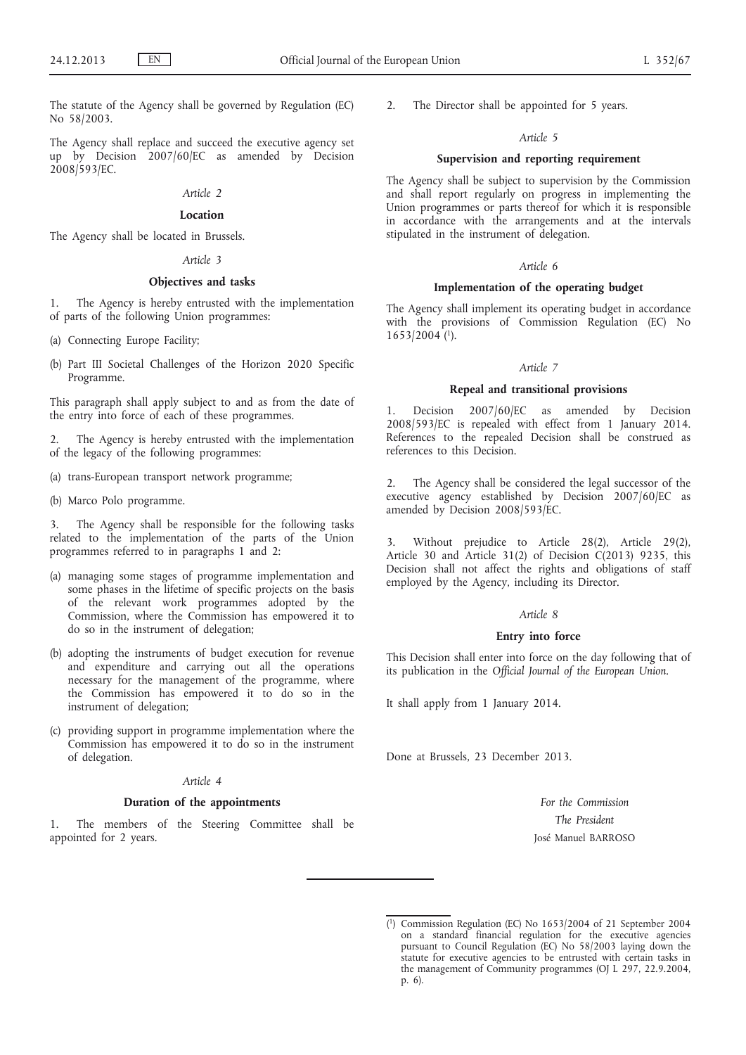The statute of the Agency shall be governed by Regulation (EC) No 58/2003.

The Agency shall replace and succeed the executive agency set up by Decision 2007/60/EC as amended by Decision 2008/593/EC.

*Article 2*

**Location**

The Agency shall be located in Brussels.

*Article 3*

**Objectives and tasks**

1. The Agency is hereby entrusted with the implementation of parts of the following Union programmes:

(a) Connecting Europe Facility;

(b) Part III Societal Challenges of the Horizon 2020 Specific Programme.

This paragraph shall apply subject to and as from the date of the entry into force of each of these programmes.

2. The Agency is hereby entrusted with the implementation of the legacy of the following programmes:

(a) trans-European transport network programme;

(b) Marco Polo programme.

3. The Agency shall be responsible for the following tasks related to the implementation of the parts of the Union programmes referred to in paragraphs 1 and 2:

(a) managing some stages of programme implementation and some phases in the lifetime of specific projects on the basis of the relevant work programmes adopted by the Commission, where the Commission has empowered it to do so in the instrument of delegation;

(b) adopting the instruments of budget execution for revenue and expenditure and carrying out all the operations necessary for the management of the programme, where the Commission has empowered it to do so in the instrument of delegation;

(c) providing support in programme implementation where the Commission has empowered it to do so in the instrument of delegation.

*Article 4*

**Duration of the appointments**

1. The members of the Steering Committee shall be appointed for 2 years.

2. The Director shall be appointed for 5 years.

*Article 5*

**Supervision and reporting requirement**

The Agency shall be subject to supervision by the Commission and shall report regularly on progress in implementing the Union programmes or parts thereof for which it is responsible in accordance with the arrangements and at the intervals stipulated in the instrument of delegation.

*Article 6*

**Implementation of the operating budget**

The Agency shall implement its operating budget in accordance with the provisions of Commission Regulation (EC) No 1653/2004 [1].

*Article 7*

**Repeal and transitional provisions**

1. Decision 2007/60/EC as amended by Decision 2008/593/EC is repealed with effect from 1 January 2014. References to the repealed Decision shall be construed as references to this Decision.

2. The Agency shall be considered the legal successor of the executive agency established by Decision 2007/60/EC as amended by Decision 2008/593/EC.

3. Without prejudice to Article 28(2), Article 29(2), Article 30 and Article 31(2) of Decision C(2013) 9235, this Decision shall not affect the rights and obligations of staff employed by the Agency, including its Director.

*Article 8*

**Entry into force**

This Decision shall enter into force on the day following that of its publication in the *Official Journal of the European Union*.

It shall apply from 1 January 2014.

Done at Brussels, 23 December 2013.

*For the Commission*

*The President*

José Manuel BARROSO

---

[1] Commission Regulation (EC) No 1653/2004 of 21 September 2004 on a standard financial regulation for the executive agencies pursuant to Council Regulation (EC) No 58/2003 laying down the statute for executive agencies to be entrusted with certain tasks in the management of Community programmes (OJ L 297, 22.9.2004, p. 6).